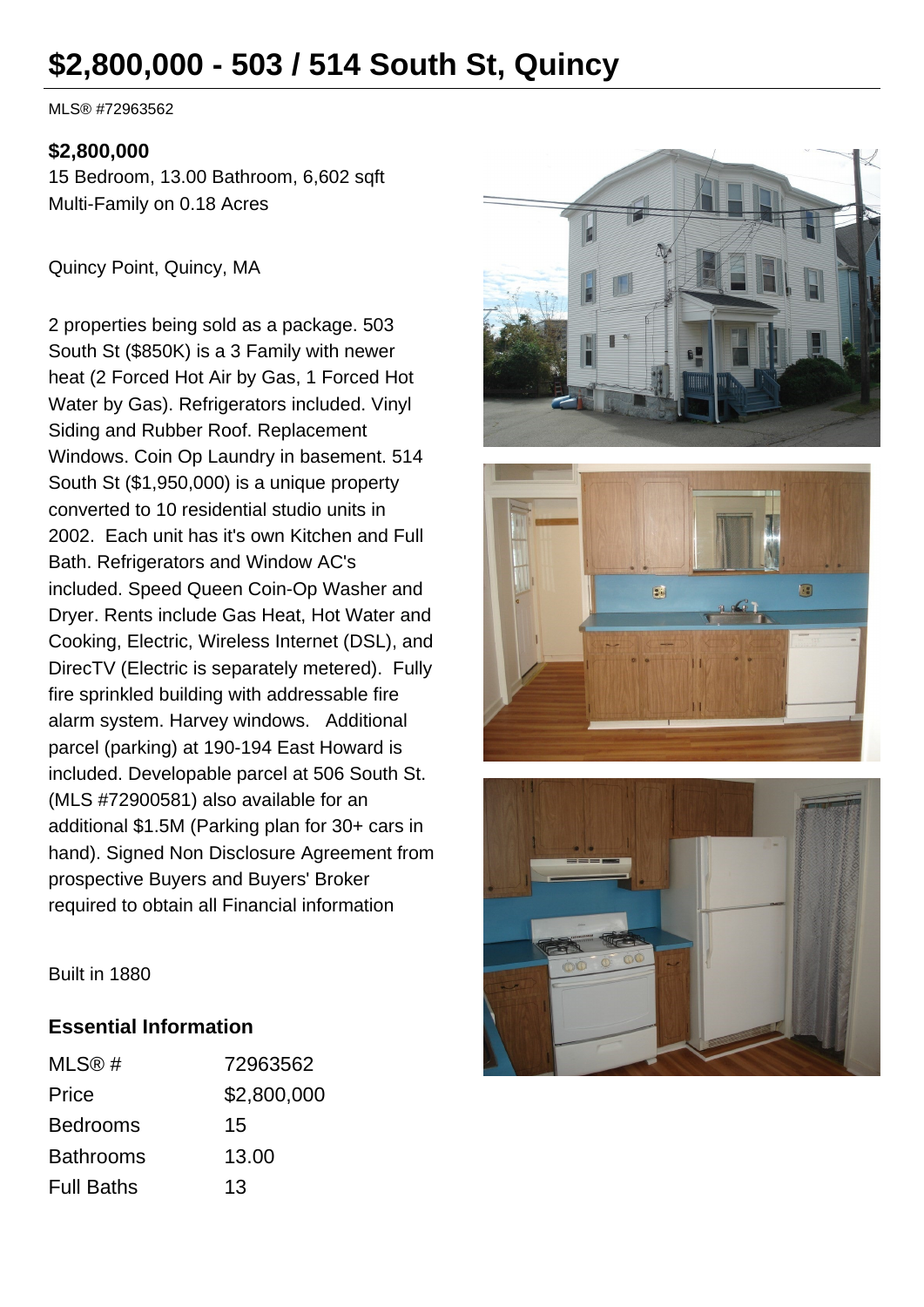# $2,800,000 - 503 / 514 South St, Quincy

MLS® #72963562

**$2,800,000**

15 Bedroom, 13.00 Bathroom, 6,602 sqft
Multi-Family on 0.18 Acres

Quincy Point, Quincy, MA

2 properties being sold as a package. 503 South St ($850K) is a 3 Family with newer heat (2 Forced Hot Air by Gas, 1 Forced Hot Water by Gas). Refrigerators included. Vinyl Siding and Rubber Roof. Replacement Windows. Coin Op Laundry in basement. 514 South St ($1,950,000) is a unique property converted to 10 residential studio units in 2002. Each unit has it's own Kitchen and Full Bath. Refrigerators and Window AC's included. Speed Queen Coin-Op Washer and Dryer. Rents include Gas Heat, Hot Water and Cooking, Electric, Wireless Internet (DSL), and DirecTV (Electric is separately metered). Fully fire sprinkled building with addressable fire alarm system. Harvey windows. Additional parcel (parking) at 190-194 East Howard is included. Developable parcel at 506 South St. (MLS #72900581) also available for an additional $1.5M (Parking plan for 30+ cars in hand). Signed Non Disclosure Agreement from prospective Buyers and Buyers' Broker required to obtain all Financial information

Built in 1880

## Essential Information

| | |
|---|---|
| MLS® # | 72963562 |
| Price | $2,800,000 |
| Bedrooms | 15 |
| Bathrooms | 13.00 |
| Full Baths | 13 |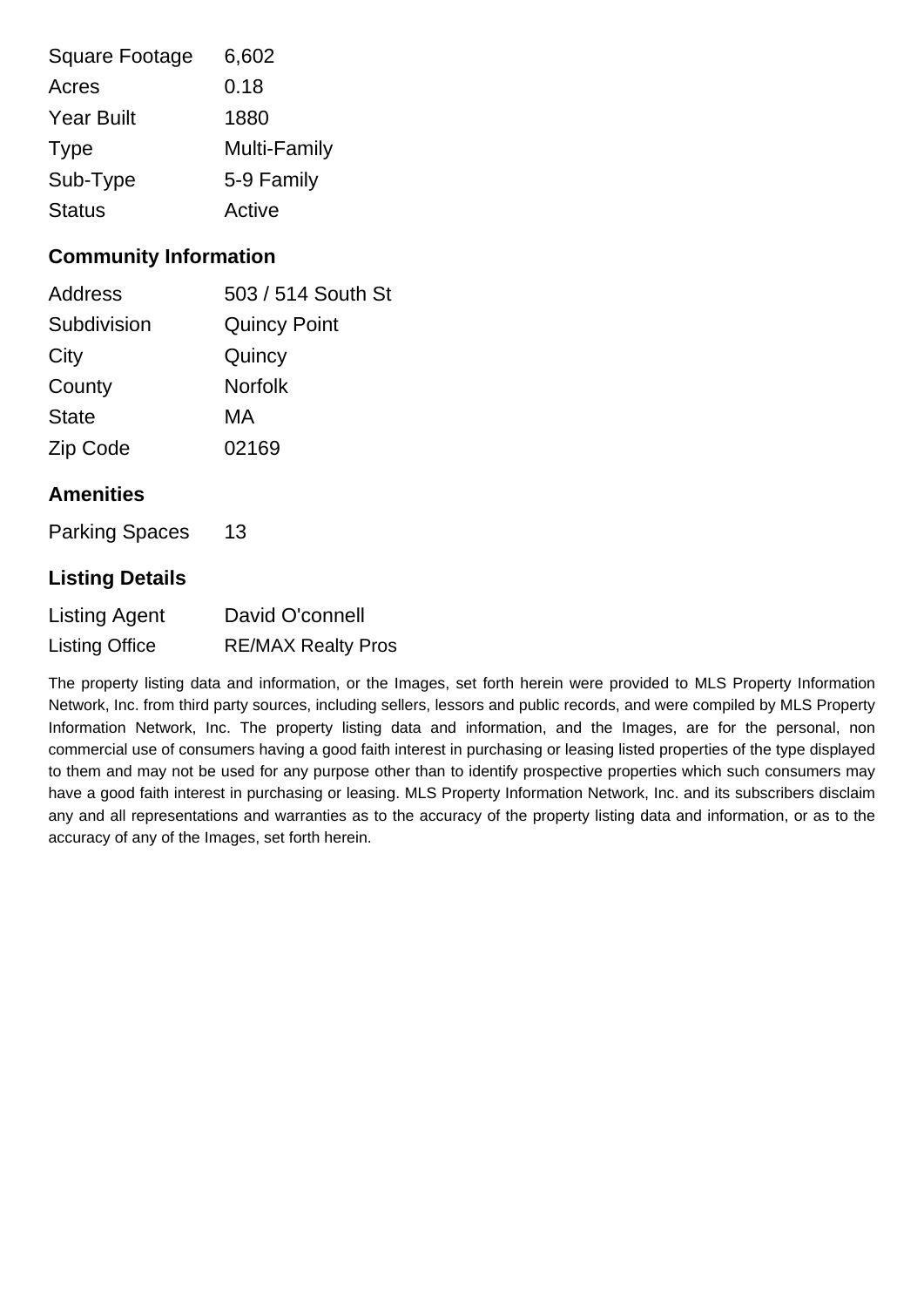| | |
|---|---|
| Square Footage | 6,602 |
| Acres | 0.18 |
| Year Built | 1880 |
| Type | Multi-Family |
| Sub-Type | 5-9 Family |
| Status | Active |

### Community Information

| | |
|---|---|
| Address | 503 / 514 South St |
| Subdivision | Quincy Point |
| City | Quincy |
| County | Norfolk |
| State | MA |
| Zip Code | 02169 |

### Amenities

| | |
|---|---|
| Parking Spaces | 13 |

### Listing Details

| | |
|---|---|
| Listing Agent | David O'connell |
| Listing Office | RE/MAX Realty Pros |

The property listing data and information, or the Images, set forth herein were provided to MLS Property Information Network, Inc. from third party sources, including sellers, lessors and public records, and were compiled by MLS Property Information Network, Inc. The property listing data and information, and the Images, are for the personal, non commercial use of consumers having a good faith interest in purchasing or leasing listed properties of the type displayed to them and may not be used for any purpose other than to identify prospective properties which such consumers may have a good faith interest in purchasing or leasing. MLS Property Information Network, Inc. and its subscribers disclaim any and all representations and warranties as to the accuracy of the property listing data and information, or as to the accuracy of any of the Images, set forth herein.